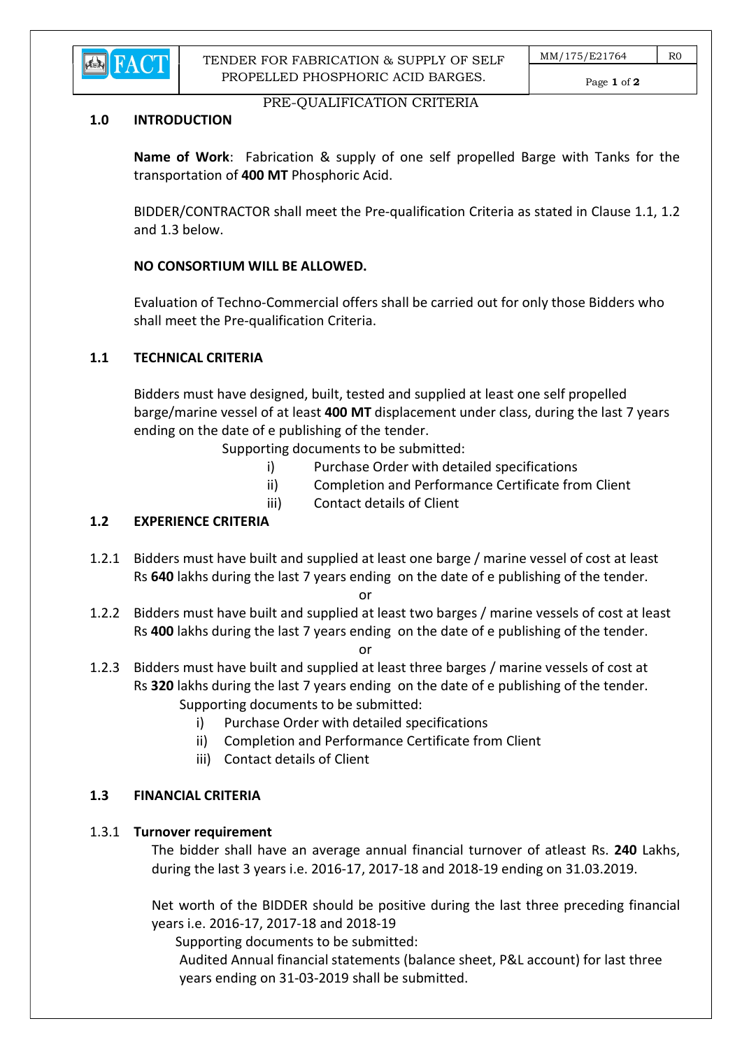# PRE-QUALIFICATION CRITERIA

## 1.0 INTRODUCTION

**Name of Work**: Fabrication & supply of one self propelled Barge with Tanks for the transportation of **400 MT** Phosphoric Acid.

BIDDER/CONTRACTOR shall meet the Pre-qualification Criteria as stated in Clause 1.1, 1.2 and 1.3 below.

**NO CONSORTIUM WILL BE ALLOWED.**

Evaluation of Techno-Commercial offers shall be carried out for only those Bidders who shall meet the Pre-qualification Criteria.

## 1.1 TECHNICAL CRITERIA

Bidders must have designed, built, tested and supplied at least one self propelled barge/marine vessel of at least **400 MT** displacement under class, during the last 7 years ending on the date of e publishing of the tender.

Supporting documents to be submitted:

i) Purchase Order with detailed specifications
ii) Completion and Performance Certificate from Client
iii) Contact details of Client

## 1.2 EXPERIENCE CRITERIA

1.2.1 Bidders must have built and supplied at least one barge / marine vessel of cost at least Rs **640** lakhs during the last 7 years ending on the date of e publishing of the tender.

or

1.2.2 Bidders must have built and supplied at least two barges / marine vessels of cost at least Rs **400** lakhs during the last 7 years ending on the date of e publishing of the tender.

or

1.2.3 Bidders must have built and supplied at least three barges / marine vessels of cost at Rs **320** lakhs during the last 7 years ending on the date of e publishing of the tender.

Supporting documents to be submitted:

i) Purchase Order with detailed specifications
ii) Completion and Performance Certificate from Client
iii) Contact details of Client

## 1.3 FINANCIAL CRITERIA

### 1.3.1 Turnover requirement

The bidder shall have an average annual financial turnover of atleast Rs. **240** Lakhs, during the last 3 years i.e. 2016-17, 2017-18 and 2018-19 ending on 31.03.2019.

Net worth of the BIDDER should be positive during the last three preceding financial years i.e. 2016-17, 2017-18 and 2018-19

Supporting documents to be submitted:

Audited Annual financial statements (balance sheet, P&L account) for last three years ending on 31-03-2019 shall be submitted.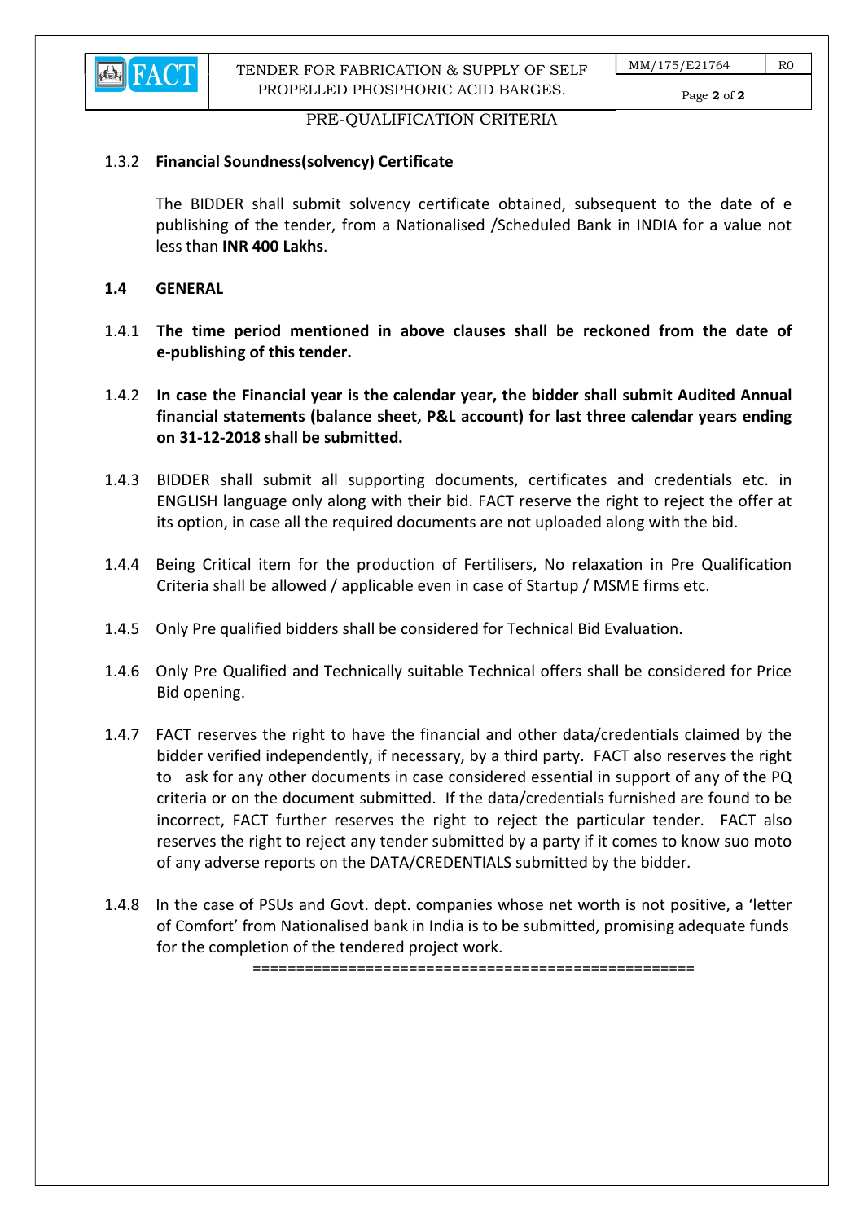PRE-QUALIFICATION CRITERIA

1.3.2 **Financial Soundness(solvency) Certificate**

The BIDDER shall submit solvency certificate obtained, subsequent to the date of e publishing of the tender, from a Nationalised /Scheduled Bank in INDIA for a value not less than **INR 400 Lakhs**.

## 1.4 GENERAL

1.4.1 **The time period mentioned in above clauses shall be reckoned from the date of e-publishing of this tender.**

1.4.2 **In case the Financial year is the calendar year, the bidder shall submit Audited Annual financial statements (balance sheet, P&L account) for last three calendar years ending on 31-12-2018 shall be submitted.**

1.4.3 BIDDER shall submit all supporting documents, certificates and credentials etc. in ENGLISH language only along with their bid. FACT reserve the right to reject the offer at its option, in case all the required documents are not uploaded along with the bid.

1.4.4 Being Critical item for the production of Fertilisers, No relaxation in Pre Qualification Criteria shall be allowed / applicable even in case of Startup / MSME firms etc.

1.4.5 Only Pre qualified bidders shall be considered for Technical Bid Evaluation.

1.4.6 Only Pre Qualified and Technically suitable Technical offers shall be considered for Price Bid opening.

1.4.7 FACT reserves the right to have the financial and other data/credentials claimed by the bidder verified independently, if necessary, by a third party. FACT also reserves the right to ask for any other documents in case considered essential in support of any of the PQ criteria or on the document submitted. If the data/credentials furnished are found to be incorrect, FACT further reserves the right to reject the particular tender. FACT also reserves the right to reject any tender submitted by a party if it comes to know suo moto of any adverse reports on the DATA/CREDENTIALS submitted by the bidder.

1.4.8 In the case of PSUs and Govt. dept. companies whose net worth is not positive, a 'letter of Comfort' from Nationalised bank in India is to be submitted, promising adequate funds for the completion of the tendered project work.

==================================================